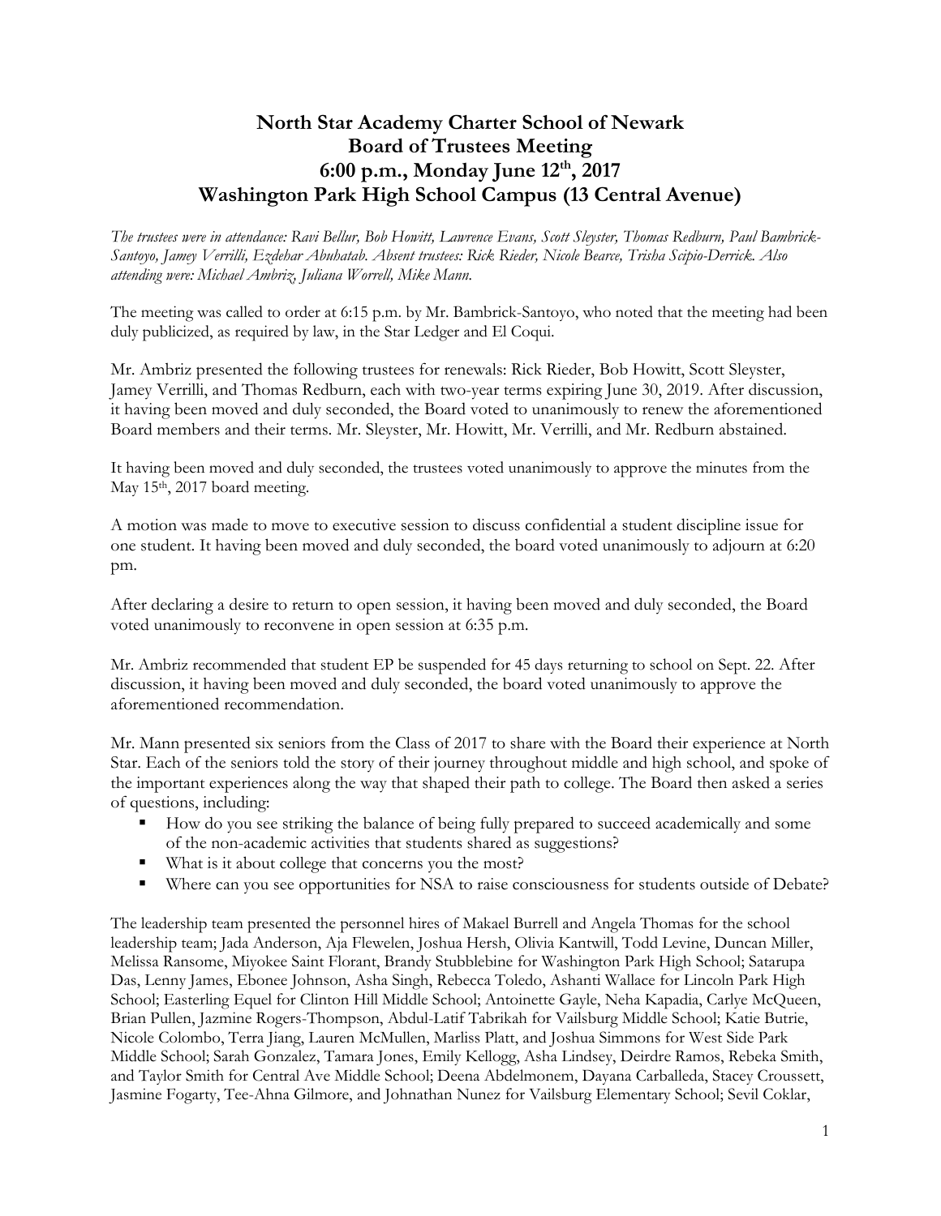# North Star Academy Charter School of Newark
# Board of Trustees Meeting
# 6:00 p.m., Monday June 12th, 2017
# Washington Park High School Campus (13 Central Avenue)

*The trustees were in attendance: Ravi Bellur, Bob Howitt, Lawrence Evans, Scott Sleyster, Thomas Redburn, Paul Bambrick-Santoyo, Jamey Verrilli, Ezdehar Abuhatab. Absent trustees: Rick Rieder, Nicole Bearce, Trisha Scipio-Derrick. Also attending were: Michael Ambriz, Juliana Worrell, Mike Mann.*

The meeting was called to order at 6:15 p.m. by Mr. Bambrick-Santoyo, who noted that the meeting had been duly publicized, as required by law, in the Star Ledger and El Coqui.

Mr. Ambriz presented the following trustees for renewals: Rick Rieder, Bob Howitt, Scott Sleyster, Jamey Verrilli, and Thomas Redburn, each with two-year terms expiring June 30, 2019. After discussion, it having been moved and duly seconded, the Board voted to unanimously to renew the aforementioned Board members and their terms. Mr. Sleyster, Mr. Howitt, Mr. Verrilli, and Mr. Redburn abstained.

It having been moved and duly seconded, the trustees voted unanimously to approve the minutes from the May 15th, 2017 board meeting.

A motion was made to move to executive session to discuss confidential a student discipline issue for one student. It having been moved and duly seconded, the board voted unanimously to adjourn at 6:20 pm.

After declaring a desire to return to open session, it having been moved and duly seconded, the Board voted unanimously to reconvene in open session at 6:35 p.m.

Mr. Ambriz recommended that student EP be suspended for 45 days returning to school on Sept. 22. After discussion, it having been moved and duly seconded, the board voted unanimously to approve the aforementioned recommendation.

Mr. Mann presented six seniors from the Class of 2017 to share with the Board their experience at North Star. Each of the seniors told the story of their journey throughout middle and high school, and spoke of the important experiences along the way that shaped their path to college. The Board then asked a series of questions, including:

- How do you see striking the balance of being fully prepared to succeed academically and some of the non-academic activities that students shared as suggestions?
- What is it about college that concerns you the most?
- Where can you see opportunities for NSA to raise consciousness for students outside of Debate?

The leadership team presented the personnel hires of Makael Burrell and Angela Thomas for the school leadership team; Jada Anderson, Aja Flewelen, Joshua Hersh, Olivia Kantwill, Todd Levine, Duncan Miller, Melissa Ransome, Miyokee Saint Florant, Brandy Stubblebine for Washington Park High School; Satarupa Das, Lenny James, Ebonee Johnson, Asha Singh, Rebecca Toledo, Ashanti Wallace for Lincoln Park High School; Easterling Equel for Clinton Hill Middle School; Antoinette Gayle, Neha Kapadia, Carlye McQueen, Brian Pullen, Jazmine Rogers-Thompson, Abdul-Latif Tabrikah for Vailsburg Middle School; Katie Butrie, Nicole Colombo, Terra Jiang, Lauren McMullen, Marliss Platt, and Joshua Simmons for West Side Park Middle School; Sarah Gonzalez, Tamara Jones, Emily Kellogg, Asha Lindsey, Deirdre Ramos, Rebeka Smith, and Taylor Smith for Central Ave Middle School; Deena Abdelmonem, Dayana Carballeda, Stacey Croussett, Jasmine Fogarty, Tee-Ahna Gilmore, and Johnathan Nunez for Vailsburg Elementary School; Sevil Coklar,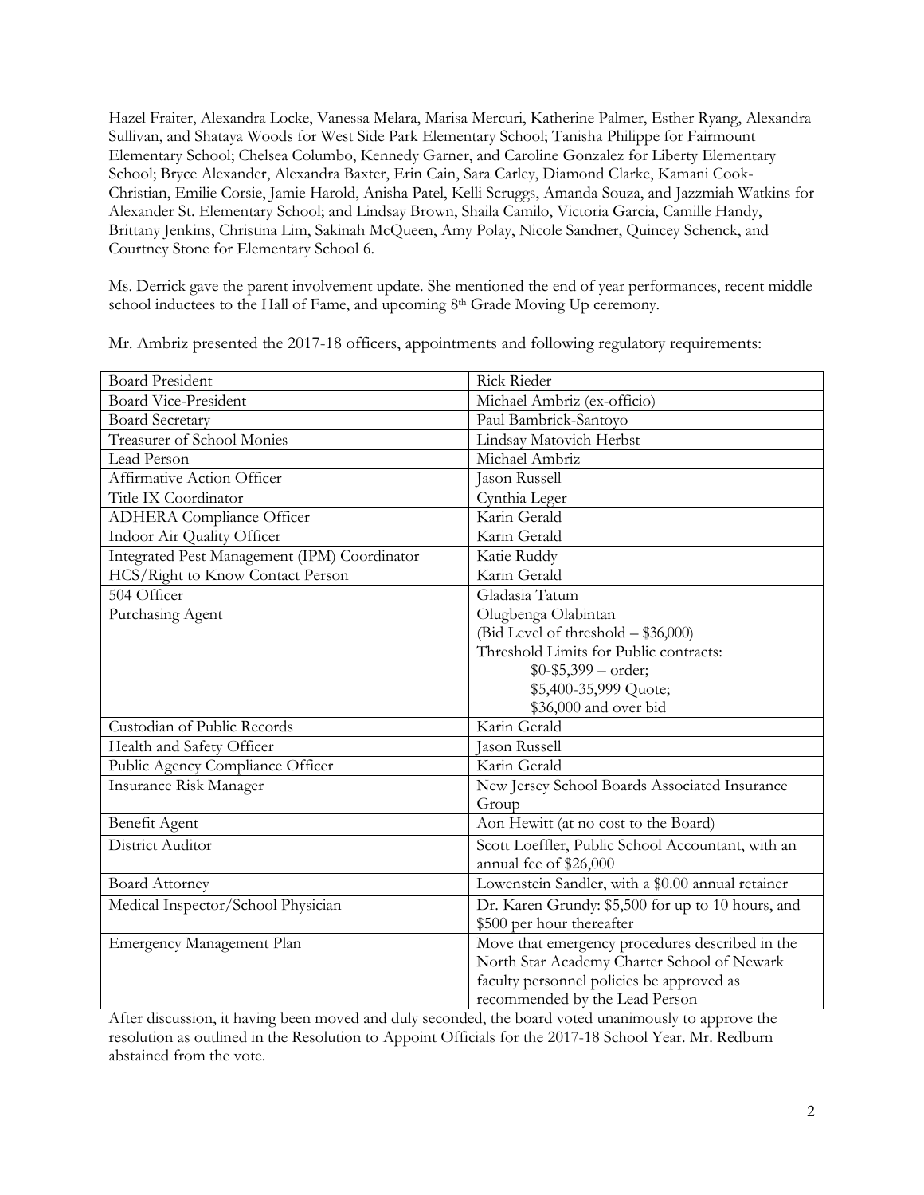Hazel Fraiter, Alexandra Locke, Vanessa Melara, Marisa Mercuri, Katherine Palmer, Esther Ryang, Alexandra Sullivan, and Shataya Woods for West Side Park Elementary School; Tanisha Philippe for Fairmount Elementary School; Chelsea Columbo, Kennedy Garner, and Caroline Gonzalez for Liberty Elementary School; Bryce Alexander, Alexandra Baxter, Erin Cain, Sara Carley, Diamond Clarke, Kamani Cook-Christian, Emilie Corsie, Jamie Harold, Anisha Patel, Kelli Scruggs, Amanda Souza, and Jazzmiah Watkins for Alexander St. Elementary School; and Lindsay Brown, Shaila Camilo, Victoria Garcia, Camille Handy, Brittany Jenkins, Christina Lim, Sakinah McQueen, Amy Polay, Nicole Sandner, Quincey Schenck, and Courtney Stone for Elementary School 6.

Ms. Derrick gave the parent involvement update. She mentioned the end of year performances, recent middle school inductees to the Hall of Fame, and upcoming 8th Grade Moving Up ceremony.

Mr. Ambriz presented the 2017-18 officers, appointments and following regulatory requirements:

| | |
|---|---|
| Board President | Rick Rieder |
| Board Vice-President | Michael Ambriz (ex-officio) |
| Board Secretary | Paul Bambrick-Santoyo |
| Treasurer of School Monies | Lindsay Matovich Herbst |
| Lead Person | Michael Ambriz |
| Affirmative Action Officer | Jason Russell |
| Title IX Coordinator | Cynthia Leger |
| ADHERA Compliance Officer | Karin Gerald |
| Indoor Air Quality Officer | Karin Gerald |
| Integrated Pest Management (IPM) Coordinator | Katie Ruddy |
| HCS/Right to Know Contact Person | Karin Gerald |
| 504 Officer | Gladasia Tatum |
| Purchasing Agent | Olugbenga Olabintan<br>(Bid Level of threshold – $36,000)<br>Threshold Limits for Public contracts:<br>$0-$5,399 – order;<br>$5,400-35,999 Quote;<br>$36,000 and over bid |
| Custodian of Public Records | Karin Gerald |
| Health and Safety Officer | Jason Russell |
| Public Agency Compliance Officer | Karin Gerald |
| Insurance Risk Manager | New Jersey School Boards Associated Insurance Group |
| Benefit Agent | Aon Hewitt (at no cost to the Board) |
| District Auditor | Scott Loeffler, Public School Accountant, with an annual fee of $26,000 |
| Board Attorney | Lowenstein Sandler, with a $0.00 annual retainer |
| Medical Inspector/School Physician | Dr. Karen Grundy: $5,500 for up to 10 hours, and $500 per hour thereafter |
| Emergency Management Plan | Move that emergency procedures described in the North Star Academy Charter School of Newark faculty personnel policies be approved as recommended by the Lead Person |

After discussion, it having been moved and duly seconded, the board voted unanimously to approve the resolution as outlined in the Resolution to Appoint Officials for the 2017-18 School Year. Mr. Redburn abstained from the vote.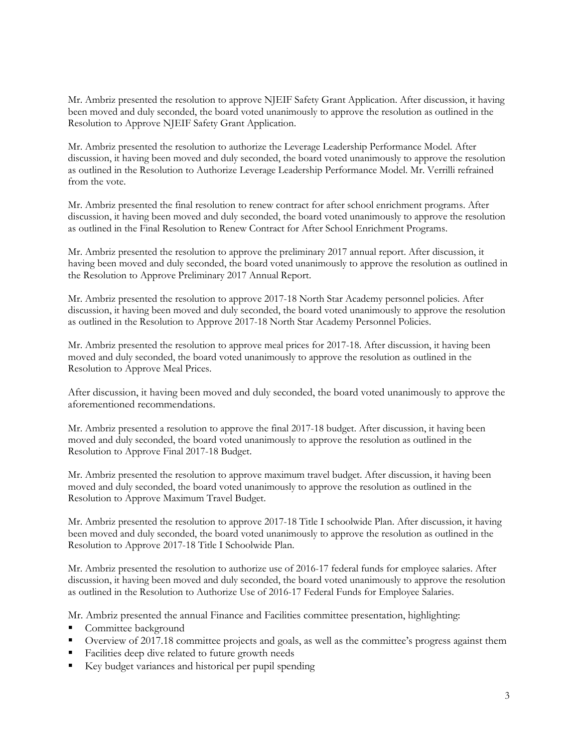Mr. Ambriz presented the resolution to approve NJEIF Safety Grant Application. After discussion, it having been moved and duly seconded, the board voted unanimously to approve the resolution as outlined in the Resolution to Approve NJEIF Safety Grant Application.

Mr. Ambriz presented the resolution to authorize the Leverage Leadership Performance Model. After discussion, it having been moved and duly seconded, the board voted unanimously to approve the resolution as outlined in the Resolution to Authorize Leverage Leadership Performance Model. Mr. Verrilli refrained from the vote.

Mr. Ambriz presented the final resolution to renew contract for after school enrichment programs. After discussion, it having been moved and duly seconded, the board voted unanimously to approve the resolution as outlined in the Final Resolution to Renew Contract for After School Enrichment Programs.

Mr. Ambriz presented the resolution to approve the preliminary 2017 annual report. After discussion, it having been moved and duly seconded, the board voted unanimously to approve the resolution as outlined in the Resolution to Approve Preliminary 2017 Annual Report.

Mr. Ambriz presented the resolution to approve 2017-18 North Star Academy personnel policies. After discussion, it having been moved and duly seconded, the board voted unanimously to approve the resolution as outlined in the Resolution to Approve 2017-18 North Star Academy Personnel Policies.

Mr. Ambriz presented the resolution to approve meal prices for 2017-18. After discussion, it having been moved and duly seconded, the board voted unanimously to approve the resolution as outlined in the Resolution to Approve Meal Prices.

After discussion, it having been moved and duly seconded, the board voted unanimously to approve the aforementioned recommendations.

Mr. Ambriz presented a resolution to approve the final 2017-18 budget. After discussion, it having been moved and duly seconded, the board voted unanimously to approve the resolution as outlined in the Resolution to Approve Final 2017-18 Budget.

Mr. Ambriz presented the resolution to approve maximum travel budget. After discussion, it having been moved and duly seconded, the board voted unanimously to approve the resolution as outlined in the Resolution to Approve Maximum Travel Budget.

Mr. Ambriz presented the resolution to approve 2017-18 Title I schoolwide Plan. After discussion, it having been moved and duly seconded, the board voted unanimously to approve the resolution as outlined in the Resolution to Approve 2017-18 Title I Schoolwide Plan.

Mr. Ambriz presented the resolution to authorize use of 2016-17 federal funds for employee salaries. After discussion, it having been moved and duly seconded, the board voted unanimously to approve the resolution as outlined in the Resolution to Authorize Use of 2016-17 Federal Funds for Employee Salaries.

Mr. Ambriz presented the annual Finance and Facilities committee presentation, highlighting:

- Committee background
- Overview of 2017.18 committee projects and goals, as well as the committee's progress against them
- Facilities deep dive related to future growth needs
- Key budget variances and historical per pupil spending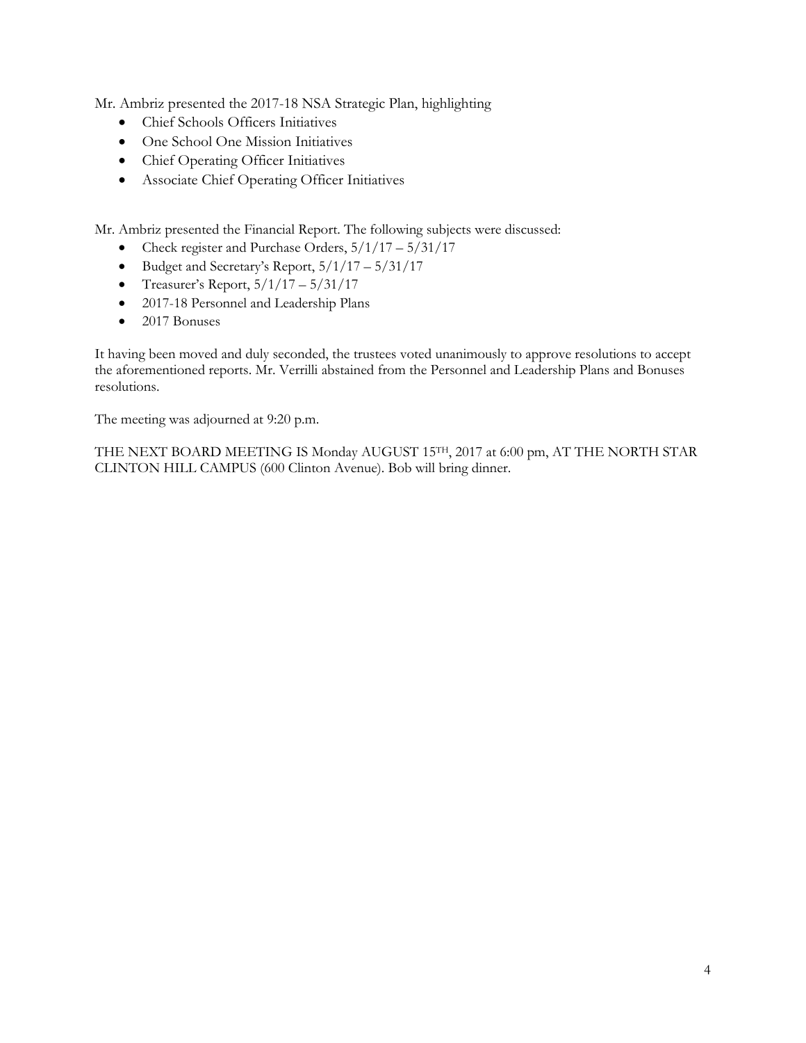Mr. Ambriz presented the 2017-18 NSA Strategic Plan, highlighting

- Chief Schools Officers Initiatives
- One School One Mission Initiatives
- Chief Operating Officer Initiatives
- Associate Chief Operating Officer Initiatives

Mr. Ambriz presented the Financial Report. The following subjects were discussed:

- Check register and Purchase Orders, 5/1/17 – 5/31/17
- Budget and Secretary's Report, 5/1/17 – 5/31/17
- Treasurer's Report, 5/1/17 – 5/31/17
- 2017-18 Personnel and Leadership Plans
- 2017 Bonuses

It having been moved and duly seconded, the trustees voted unanimously to approve resolutions to accept the aforementioned reports. Mr. Verrilli abstained from the Personnel and Leadership Plans and Bonuses resolutions.

The meeting was adjourned at 9:20 p.m.

THE NEXT BOARD MEETING IS Monday AUGUST 15TH, 2017 at 6:00 pm, AT THE NORTH STAR CLINTON HILL CAMPUS (600 Clinton Avenue). Bob will bring dinner.